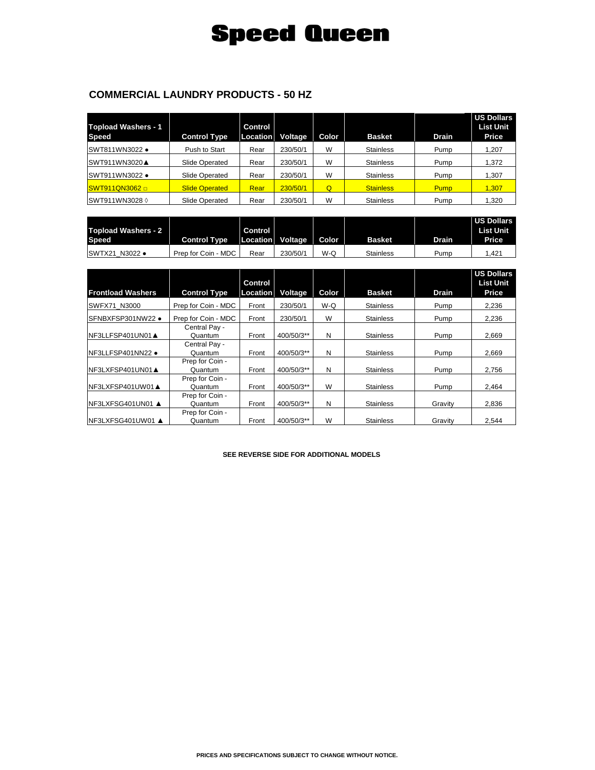# Speed Queen

## COMMERCIAL LAUNDRY PRODUCTS - 50 HZ

| Topload Washers - 1 Speed | Control Type | Control Location | Voltage | Color | Basket | Drain | US Dollars List Unit Price |
|---|---|---|---|---|---|---|---|
| SWT811WN3022 ● | Push to Start | Rear | 230/50/1 | W | Stainless | Pump | 1,207 |
| SWT911WN3020▲ | Slide Operated | Rear | 230/50/1 | W | Stainless | Pump | 1,372 |
| SWT911WN3022 ● | Slide Operated | Rear | 230/50/1 | W | Stainless | Pump | 1,307 |
| SWT911QN3062 □ | Slide Operated | Rear | 230/50/1 | Q | Stainless | Pump | 1,307 |
| SWT911WN3028 ◊ | Slide Operated | Rear | 230/50/1 | W | Stainless | Pump | 1,320 |

| Topload Washers - 2 Speed | Control Type | Control Location | Voltage | Color | Basket | Drain | US Dollars List Unit Price |
|---|---|---|---|---|---|---|---|
| SWTX21_N3022 ● | Prep for Coin - MDC | Rear | 230/50/1 | W-Q | Stainless | Pump | 1,421 |

| Frontload Washers | Control Type | Control Location | Voltage | Color | Basket | Drain | US Dollars List Unit Price |
|---|---|---|---|---|---|---|---|
| SWFX71_N3000 | Prep for Coin - MDC | Front | 230/50/1 | W-Q | Stainless | Pump | 2,236 |
| SFNBXFSP301NW22 ● | Prep for Coin - MDC | Front | 230/50/1 | W | Stainless | Pump | 2,236 |
| NF3LLFSP401UN01▲ | Central Pay - Quantum | Front | 400/50/3** | N | Stainless | Pump | 2,669 |
| NF3LLFSP401NN22 ● | Central Pay - Quantum | Front | 400/50/3** | N | Stainless | Pump | 2,669 |
| NF3LXFSP401UN01▲ | Prep for Coin - Quantum | Front | 400/50/3** | N | Stainless | Pump | 2,756 |
| NF3LXFSP401UW01▲ | Prep for Coin - Quantum | Front | 400/50/3** | W | Stainless | Pump | 2,464 |
| NF3LXFSG401UN01 ▲ | Prep for Coin - Quantum | Front | 400/50/3** | N | Stainless | Gravity | 2,836 |
| NF3LXFSG401UW01 ▲ | Prep for Coin - Quantum | Front | 400/50/3** | W | Stainless | Gravity | 2,544 |

**SEE REVERSE SIDE FOR ADDITIONAL MODELS**

**PRICES AND SPECIFICATIONS SUBJECT TO CHANGE WITHOUT NOTICE.**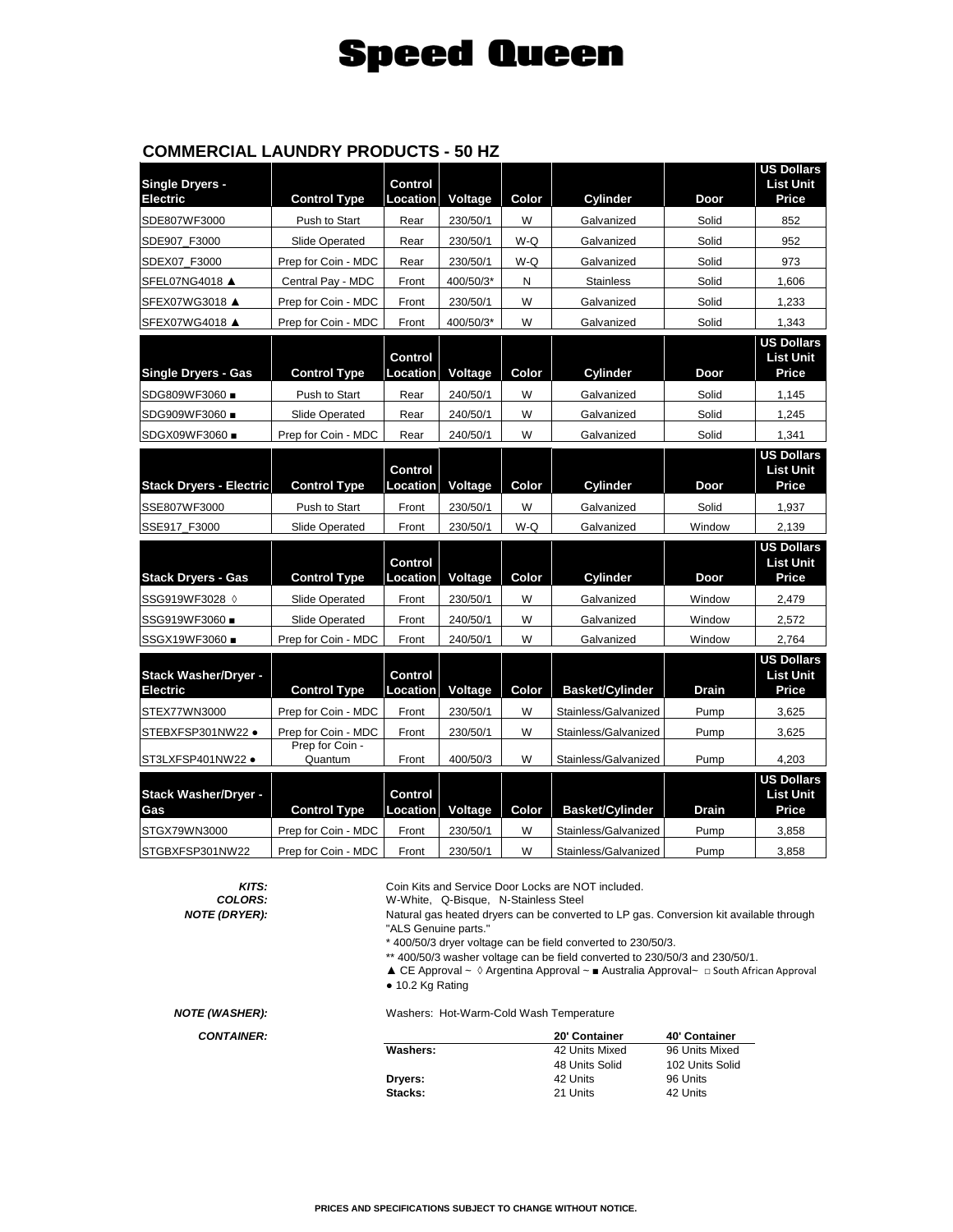# Speed Queen

## COMMERCIAL LAUNDRY PRODUCTS - 50 HZ

| Single Dryers - Electric | Control Type | Control Location | Voltage | Color | Cylinder | Door | US Dollars List Unit Price |
|---|---|---|---|---|---|---|---|
| SDE807WF3000 | Push to Start | Rear | 230/50/1 | W | Galvanized | Solid | 852 |
| SDE907_F3000 | Slide Operated | Rear | 230/50/1 | W-Q | Galvanized | Solid | 952 |
| SDEX07_F3000 | Prep for Coin - MDC | Rear | 230/50/1 | W-Q | Galvanized | Solid | 973 |
| SFEL07NG4018 ▲ | Central Pay - MDC | Front | 400/50/3* | N | Stainless | Solid | 1,606 |
| SFEX07WG3018 ▲ | Prep for Coin - MDC | Front | 230/50/1 | W | Galvanized | Solid | 1,233 |
| SFEX07WG4018 ▲ | Prep for Coin - MDC | Front | 400/50/3* | W | Galvanized | Solid | 1,343 |

| Single Dryers - Gas | Control Type | Control Location | Voltage | Color | Cylinder | Door | US Dollars List Unit Price |
|---|---|---|---|---|---|---|---|
| SDG809WF3060 ■ | Push to Start | Rear | 240/50/1 | W | Galvanized | Solid | 1,145 |
| SDG909WF3060 ■ | Slide Operated | Rear | 240/50/1 | W | Galvanized | Solid | 1,245 |
| SDGX09WF3060 ■ | Prep for Coin - MDC | Rear | 240/50/1 | W | Galvanized | Solid | 1,341 |

| Stack Dryers - Electric | Control Type | Control Location | Voltage | Color | Cylinder | Door | US Dollars List Unit Price |
|---|---|---|---|---|---|---|---|
| SSE807WF3000 | Push to Start | Front | 230/50/1 | W | Galvanized | Solid | 1,937 |
| SSE917_F3000 | Slide Operated | Front | 230/50/1 | W-Q | Galvanized | Window | 2,139 |

| Stack Dryers - Gas | Control Type | Control Location | Voltage | Color | Cylinder | Door | US Dollars List Unit Price |
|---|---|---|---|---|---|---|---|
| SSG919WF3028 ◊ | Slide Operated | Front | 230/50/1 | W | Galvanized | Window | 2,479 |
| SSG919WF3060 ■ | Slide Operated | Front | 240/50/1 | W | Galvanized | Window | 2,572 |
| SSGX19WF3060 ■ | Prep for Coin - MDC | Front | 240/50/1 | W | Galvanized | Window | 2,764 |

| Stack Washer/Dryer - Electric | Control Type | Control Location | Voltage | Color | Basket/Cylinder | Drain | US Dollars List Unit Price |
|---|---|---|---|---|---|---|---|
| STEX77WN3000 | Prep for Coin - MDC | Front | 230/50/1 | W | Stainless/Galvanized | Pump | 3,625 |
| STEBXFSP301NW22 ● | Prep for Coin - MDC | Front | 230/50/1 | W | Stainless/Galvanized | Pump | 3,625 |
| ST3LXFSP401NW22 ● | Prep for Coin - Quantum | Front | 400/50/3 | W | Stainless/Galvanized | Pump | 4,203 |

| Stack Washer/Dryer - Gas | Control Type | Control Location | Voltage | Color | Basket/Cylinder | Drain | US Dollars List Unit Price |
|---|---|---|---|---|---|---|---|
| STGX79WN3000 | Prep for Coin - MDC | Front | 230/50/1 | W | Stainless/Galvanized | Pump | 3,858 |
| STGBXFSP301NW22 | Prep for Coin - MDC | Front | 230/50/1 | W | Stainless/Galvanized | Pump | 3,858 |

***KITS:*** Coin Kits and Service Door Locks are NOT included.

***COLORS:*** W-White, Q-Bisque, N-Stainless Steel

***NOTE (DRYER):*** Natural gas heated dryers can be converted to LP gas. Conversion kit available through "ALS Genuine parts."

\* 400/50/3 dryer voltage can be field converted to 230/50/3.

\*\* 400/50/3 washer voltage can be field converted to 230/50/3 and 230/50/1.

▲ CE Approval ~ ◊ Argentina Approval ~ ■ Australia Approval~ □ South African Approval

● 10.2 Kg Rating

***NOTE (WASHER):*** Washers: Hot-Warm-Cold Wash Temperature

***CONTAINER:***

| | 20' Container | 40' Container |
|---|---|---|
| **Washers:** | 42 Units Mixed | 96 Units Mixed |
| | 48 Units Solid | 102 Units Solid |
| **Dryers:** | 42 Units | 96 Units |
| **Stacks:** | 21 Units | 42 Units |

**PRICES AND SPECIFICATIONS SUBJECT TO CHANGE WITHOUT NOTICE.**